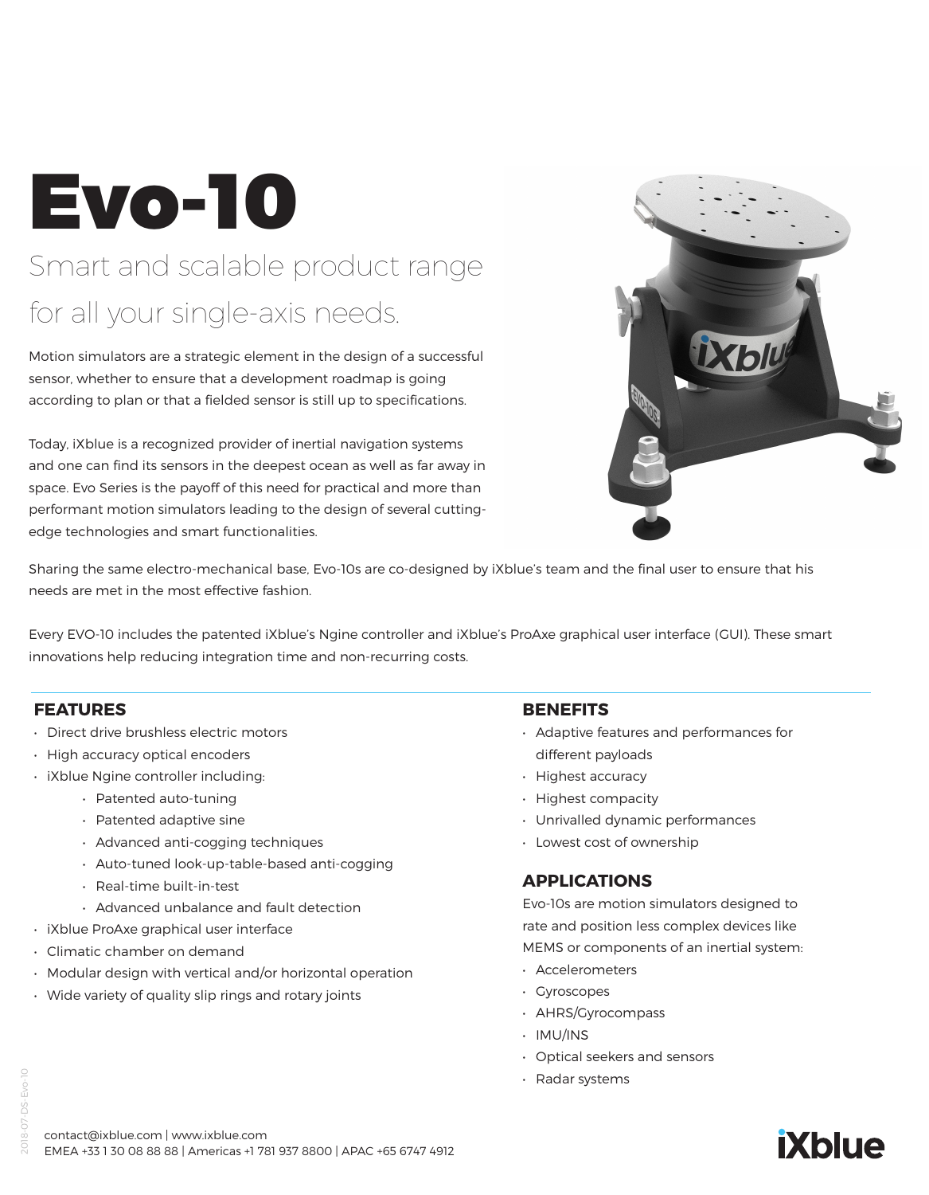# Evo-10

## Smart and scalable product range for all your single-axis needs.

Motion simulators are a strategic element in the design of a successful sensor, whether to ensure that a development roadmap is going according to plan or that a fielded sensor is still up to specifications.

Today, iXblue is a recognized provider of inertial navigation systems and one can find its sensors in the deepest ocean as well as far away in space. Evo Series is the payoff of this need for practical and more than performant motion simulators leading to the design of several cutting-edge technologies and smart functionalities.

Sharing the same electro-mechanical base, Evo-10s are co-designed by iXblue's team and the final user to ensure that his needs are met in the most effective fashion.

Every EVO-10 includes the patented iXblue's Ngine controller and iXblue's ProAxe graphical user interface (GUI). These smart innovations help reducing integration time and non-recurring costs.

### FEATURES

- Direct drive brushless electric motors
- High accuracy optical encoders
- iXblue Ngine controller including:
    - Patented auto-tuning
    - Patented adaptive sine
    - Advanced anti-cogging techniques
    - Auto-tuned look-up-table-based anti-cogging
    - Real-time built-in-test
    - Advanced unbalance and fault detection
- iXblue ProAxe graphical user interface
- Climatic chamber on demand
- Modular design with vertical and/or horizontal operation
- Wide variety of quality slip rings and rotary joints

### BENEFITS

- Adaptive features and performances for different payloads
- Highest accuracy
- Highest compacity
- Unrivalled dynamic performances
- Lowest cost of ownership

### APPLICATIONS

Evo-10s are motion simulators designed to rate and position less complex devices like MEMS or components of an inertial system:

- Accelerometers
- Gyroscopes
- AHRS/Gyrocompass
- IMU/INS
- Optical seekers and sensors
- Radar systems

2018-07-DS-Evo-10

contact@ixblue.com | www.ixblue.com
EMEA +33 1 30 08 88 88 | Americas +1 781 937 8800 | APAC +65 6747 4912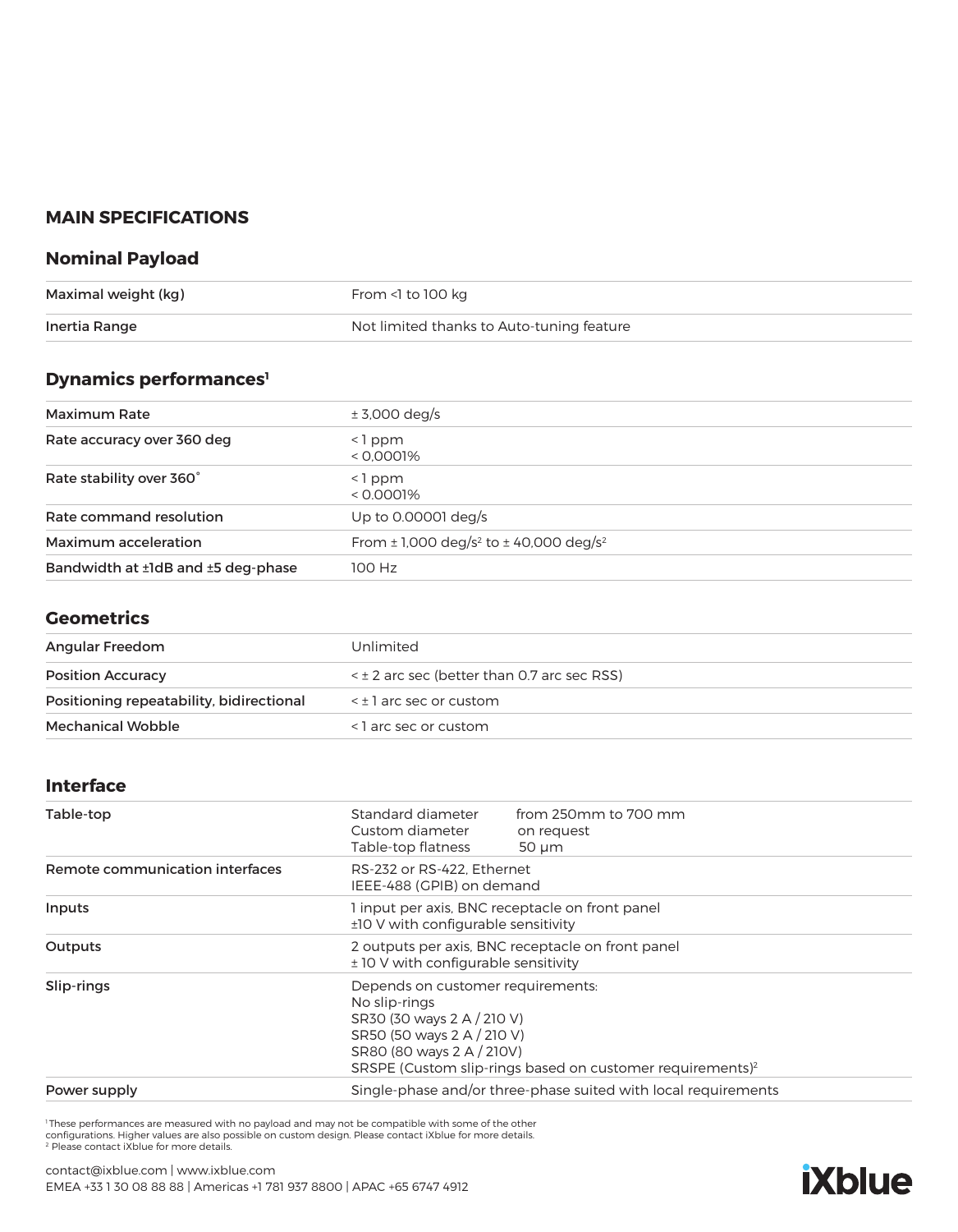## MAIN SPECIFICATIONS

### Nominal Payload

| | |
|---|---|
| Maximal weight (kg) | From <1 to 100 kg |
| Inertia Range | Not limited thanks to Auto-tuning feature |

### Dynamics performances[1]

| | |
|---|---|
| Maximum Rate | ± 3,000 deg/s |
| Rate accuracy over 360 deg | < 1 ppm<br>< 0,0001% |
| Rate stability over 360° | < 1 ppm<br>< 0.0001% |
| Rate command resolution | Up to 0.00001 deg/s |
| Maximum acceleration | From ± 1,000 deg/s² to ± 40,000 deg/s² |
| Bandwidth at ±1dB and ±5 deg-phase | 100 Hz |

### Geometrics

| | |
|---|---|
| Angular Freedom | Unlimited |
| Position Accuracy | < ± 2 arc sec (better than 0.7 arc sec RSS) |
| Positioning repeatability, bidirectional | < ± 1 arc sec or custom |
| Mechanical Wobble | < 1 arc sec or custom |

### Interface

| | |
|---|---|
| Table-top | Standard diameter from 250mm to 700 mm<br>Custom diameter on request<br>Table-top flatness 50 µm |
| Remote communication interfaces | RS-232 or RS-422, Ethernet<br>IEEE-488 (GPIB) on demand |
| Inputs | 1 input per axis, BNC receptacle on front panel<br>±10 V with configurable sensitivity |
| Outputs | 2 outputs per axis, BNC receptacle on front panel<br>± 10 V with configurable sensitivity |
| Slip-rings | Depends on customer requirements:<br>No slip-rings<br>SR30 (30 ways 2 A / 210 V)<br>SR50 (50 ways 2 A / 210 V)<br>SR80 (80 ways 2 A / 210V)<br>SRSPE (Custom slip-rings based on customer requirements)[2] |
| Power supply | Single-phase and/or three-phase suited with local requirements |

[1] These performances are measured with no payload and may not be compatible with some of the other configurations. Higher values are also possible on custom design. Please contact iXblue for more details.
[2] Please contact iXblue for more details.

contact@ixblue.com | www.ixblue.com
EMEA +33 1 30 08 88 88 | Americas +1 781 937 8800 | APAC +65 6747 4912

iXblue